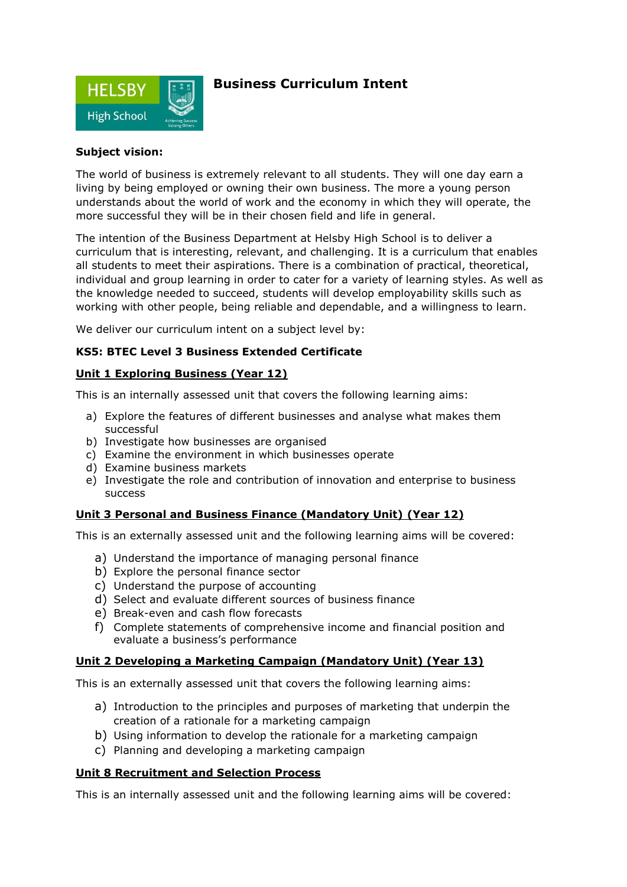# Business Curriculum Intent

**Subject vision:**

The world of business is extremely relevant to all students. They will one day earn a living by being employed or owning their own business. The more a young person understands about the world of work and the economy in which they will operate, the more successful they will be in their chosen field and life in general.

The intention of the Business Department at Helsby High School is to deliver a curriculum that is interesting, relevant, and challenging. It is a curriculum that enables all students to meet their aspirations. There is a combination of practical, theoretical, individual and group learning in order to cater for a variety of learning styles. As well as the knowledge needed to succeed, students will develop employability skills such as working with other people, being reliable and dependable, and a willingness to learn.

We deliver our curriculum intent on a subject level by:

**KS5: BTEC Level 3 Business Extended Certificate**

**Unit 1 Exploring Business (Year 12)**

This is an internally assessed unit that covers the following learning aims:

a) Explore the features of different businesses and analyse what makes them successful
b) Investigate how businesses are organised
c) Examine the environment in which businesses operate
d) Examine business markets
e) Investigate the role and contribution of innovation and enterprise to business success

**Unit 3 Personal and Business Finance (Mandatory Unit) (Year 12)**

This is an externally assessed unit and the following learning aims will be covered:

a) Understand the importance of managing personal finance
b) Explore the personal finance sector
c) Understand the purpose of accounting
d) Select and evaluate different sources of business finance
e) Break-even and cash flow forecasts
f) Complete statements of comprehensive income and financial position and evaluate a business's performance

**Unit 2 Developing a Marketing Campaign (Mandatory Unit) (Year 13)**

This is an externally assessed unit that covers the following learning aims:

a) Introduction to the principles and purposes of marketing that underpin the creation of a rationale for a marketing campaign
b) Using information to develop the rationale for a marketing campaign
c) Planning and developing a marketing campaign

**Unit 8 Recruitment and Selection Process**

This is an internally assessed unit and the following learning aims will be covered: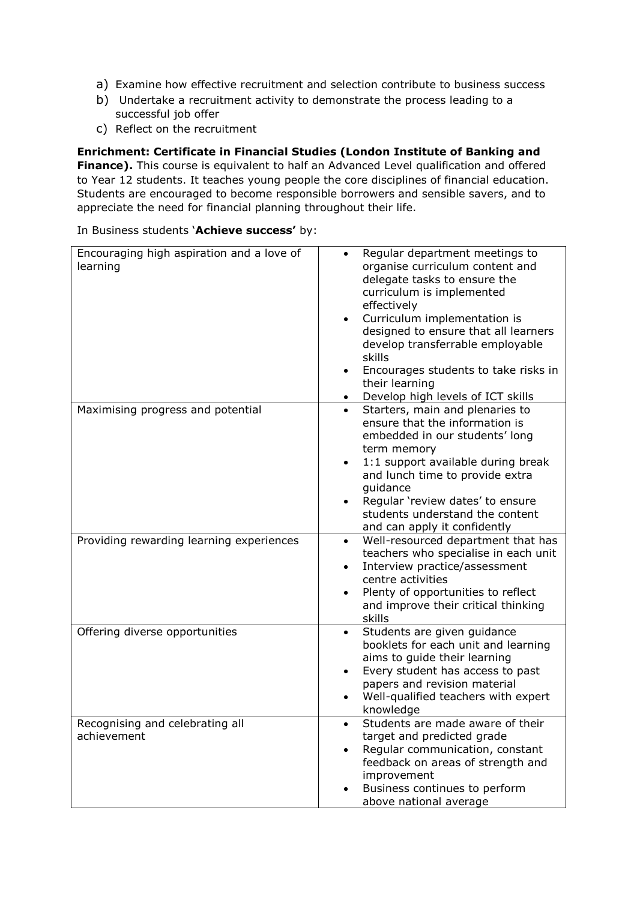a) Examine how effective recruitment and selection contribute to business success
b) Undertake a recruitment activity to demonstrate the process leading to a successful job offer
c) Reflect on the recruitment

**Enrichment: Certificate in Financial Studies (London Institute of Banking and Finance).** This course is equivalent to half an Advanced Level qualification and offered to Year 12 students. It teaches young people the core disciplines of financial education. Students are encouraged to become responsible borrowers and sensible savers, and to appreciate the need for financial planning throughout their life.

In Business students '**Achieve success'** by:

| | |
|---|---|
| Encouraging high aspiration and a love of learning | • Regular department meetings to organise curriculum content and delegate tasks to ensure the curriculum is implemented effectively<br>• Curriculum implementation is designed to ensure that all learners develop transferrable employable skills<br>• Encourages students to take risks in their learning<br>• Develop high levels of ICT skills |
| Maximising progress and potential | • Starters, main and plenaries to ensure that the information is embedded in our students' long term memory<br>• 1:1 support available during break and lunch time to provide extra guidance<br>• Regular 'review dates' to ensure students understand the content and can apply it confidently |
| Providing rewarding learning experiences | • Well-resourced department that has teachers who specialise in each unit<br>• Interview practice/assessment centre activities<br>• Plenty of opportunities to reflect and improve their critical thinking skills |
| Offering diverse opportunities | • Students are given guidance booklets for each unit and learning aims to guide their learning<br>• Every student has access to past papers and revision material<br>• Well-qualified teachers with expert knowledge |
| Recognising and celebrating all achievement | • Students are made aware of their target and predicted grade<br>• Regular communication, constant feedback on areas of strength and improvement<br>• Business continues to perform above national average |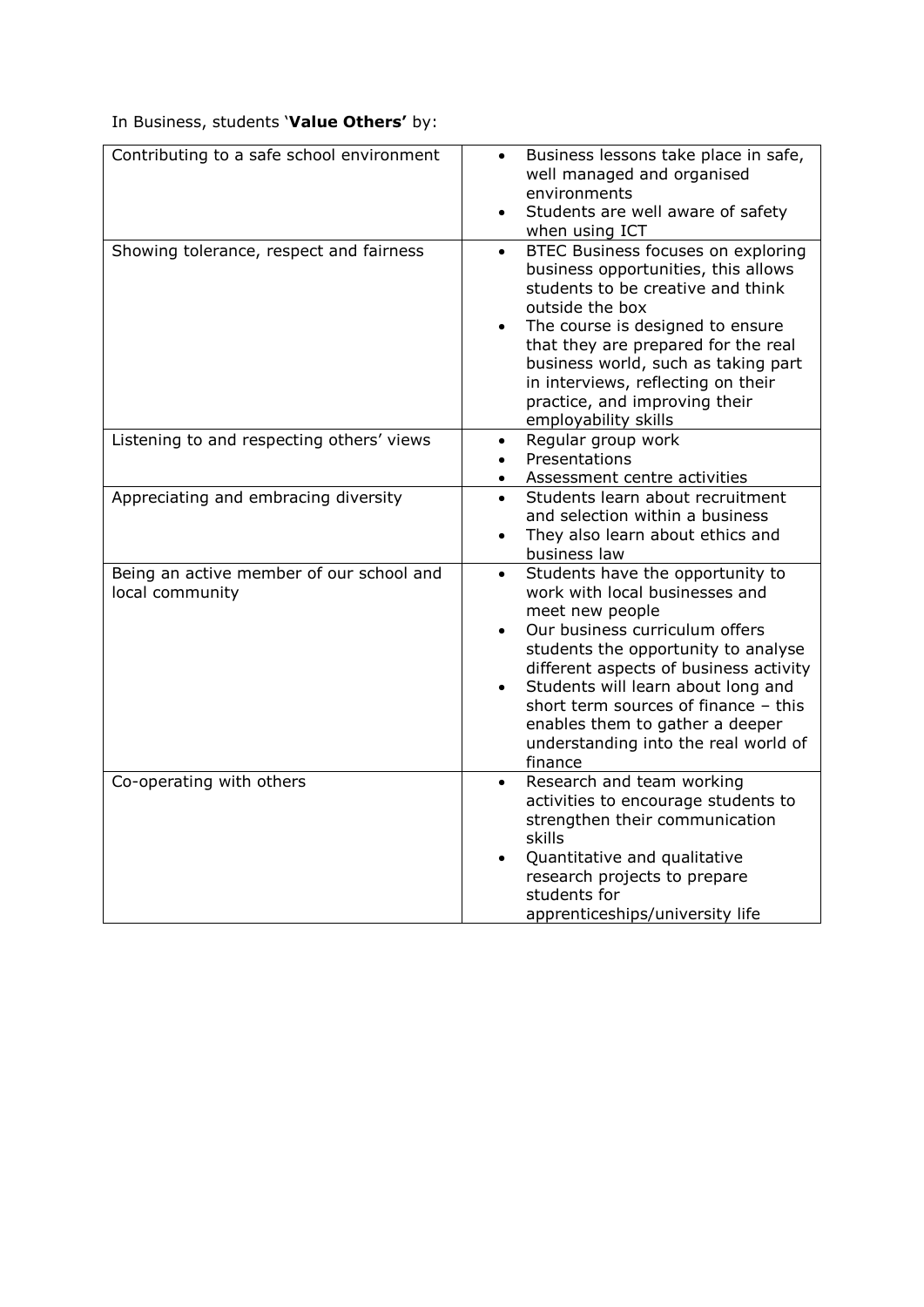In Business, students '**Value Others'** by:

| | |
|---|---|
| Contributing to a safe school environment | • Business lessons take place in safe, well managed and organised environments<br>• Students are well aware of safety when using ICT |
| Showing tolerance, respect and fairness | • BTEC Business focuses on exploring business opportunities, this allows students to be creative and think outside the box<br>• The course is designed to ensure that they are prepared for the real business world, such as taking part in interviews, reflecting on their practice, and improving their employability skills |
| Listening to and respecting others' views | • Regular group work<br>• Presentations<br>• Assessment centre activities |
| Appreciating and embracing diversity | • Students learn about recruitment and selection within a business<br>• They also learn about ethics and business law |
| Being an active member of our school and local community | • Students have the opportunity to work with local businesses and meet new people<br>• Our business curriculum offers students the opportunity to analyse different aspects of business activity<br>• Students will learn about long and short term sources of finance – this enables them to gather a deeper understanding into the real world of finance |
| Co-operating with others | • Research and team working activities to encourage students to strengthen their communication skills<br>• Quantitative and qualitative research projects to prepare students for apprenticeships/university life |